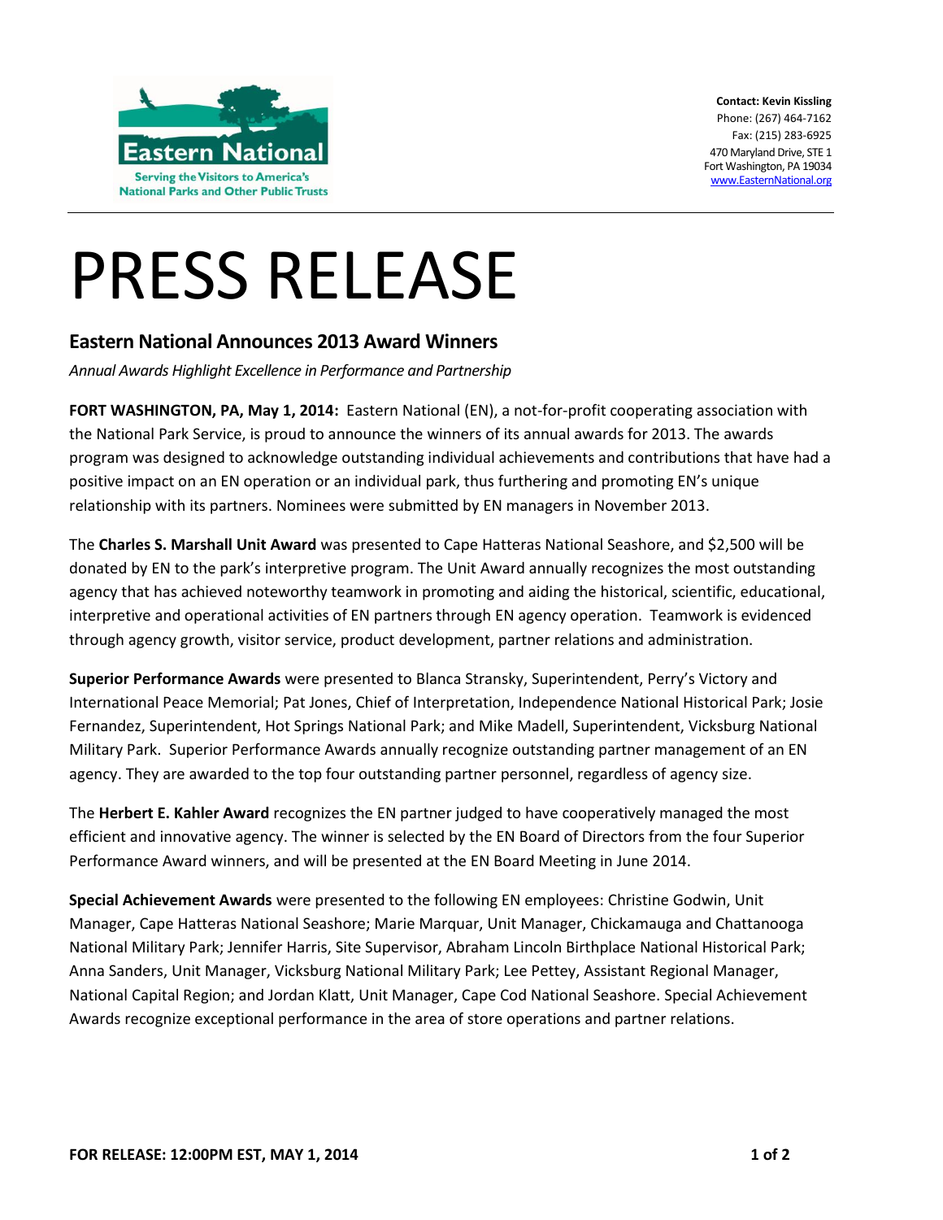Eastern National

Serving the Visitors to America's National Parks and Other Public Trusts

**Contact: Kevin Kissling**
Phone: (267) 464-7162
Fax: (215) 283-6925
470 Maryland Drive, STE 1
Fort Washington, PA 19034
www.EasternNational.org

# PRESS RELEASE

## Eastern National Announces 2013 Award Winners

*Annual Awards Highlight Excellence in Performance and Partnership*

**FORT WASHINGTON, PA, May 1, 2014:** Eastern National (EN), a not-for-profit cooperating association with the National Park Service, is proud to announce the winners of its annual awards for 2013. The awards program was designed to acknowledge outstanding individual achievements and contributions that have had a positive impact on an EN operation or an individual park, thus furthering and promoting EN's unique relationship with its partners. Nominees were submitted by EN managers in November 2013.

The **Charles S. Marshall Unit Award** was presented to Cape Hatteras National Seashore, and $2,500 will be donated by EN to the park's interpretive program. The Unit Award annually recognizes the most outstanding agency that has achieved noteworthy teamwork in promoting and aiding the historical, scientific, educational, interpretive and operational activities of EN partners through EN agency operation. Teamwork is evidenced through agency growth, visitor service, product development, partner relations and administration.

**Superior Performance Awards** were presented to Blanca Stransky, Superintendent, Perry's Victory and International Peace Memorial; Pat Jones, Chief of Interpretation, Independence National Historical Park; Josie Fernandez, Superintendent, Hot Springs National Park; and Mike Madell, Superintendent, Vicksburg National Military Park. Superior Performance Awards annually recognize outstanding partner management of an EN agency. They are awarded to the top four outstanding partner personnel, regardless of agency size.

The **Herbert E. Kahler Award** recognizes the EN partner judged to have cooperatively managed the most efficient and innovative agency. The winner is selected by the EN Board of Directors from the four Superior Performance Award winners, and will be presented at the EN Board Meeting in June 2014.

**Special Achievement Awards** were presented to the following EN employees: Christine Godwin, Unit Manager, Cape Hatteras National Seashore; Marie Marquar, Unit Manager, Chickamauga and Chattanooga National Military Park; Jennifer Harris, Site Supervisor, Abraham Lincoln Birthplace National Historical Park; Anna Sanders, Unit Manager, Vicksburg National Military Park; Lee Pettey, Assistant Regional Manager, National Capital Region; and Jordan Klatt, Unit Manager, Cape Cod National Seashore. Special Achievement Awards recognize exceptional performance in the area of store operations and partner relations.

**FOR RELEASE: 12:00PM EST, MAY 1, 2014**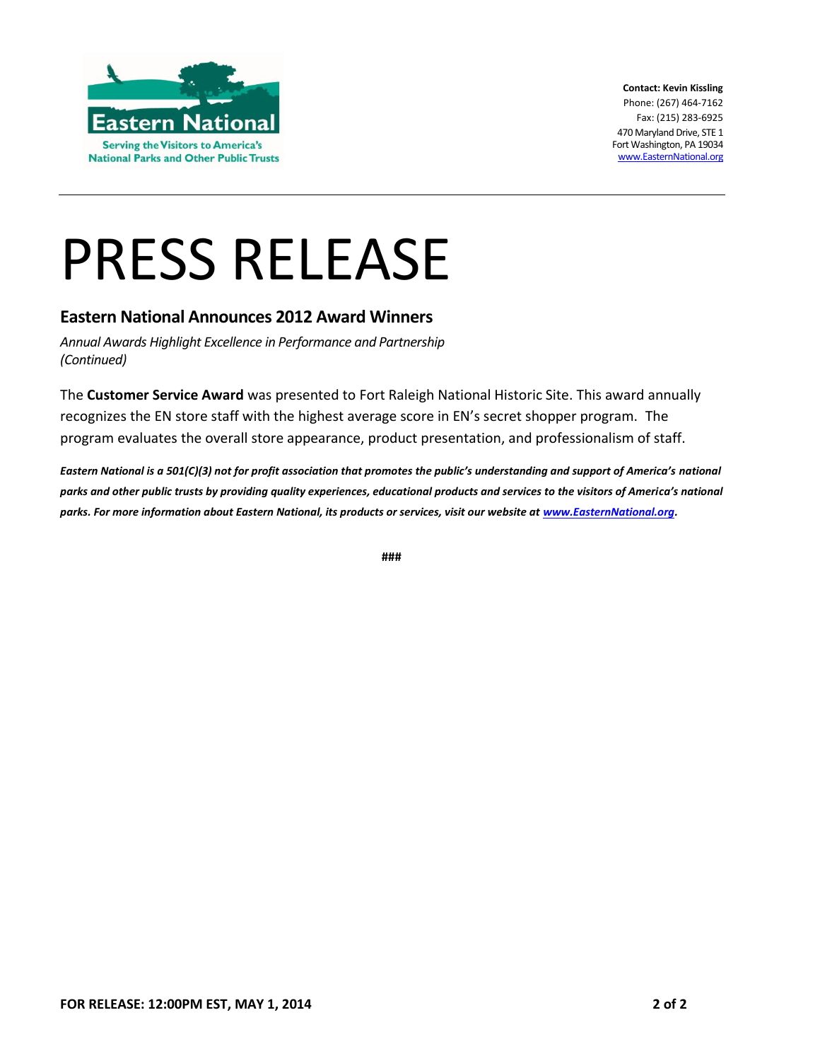Contact: Kevin Kissling
Phone: (267) 464-7162
Fax: (215) 283-6925
470 Maryland Drive, STE 1
Fort Washington, PA 19034
www.EasternNational.org

# PRESS RELEASE

## Eastern National Announces 2012 Award Winners

*Annual Awards Highlight Excellence in Performance and Partnership*
*(Continued)*

The **Customer Service Award** was presented to Fort Raleigh National Historic Site. This award annually recognizes the EN store staff with the highest average score in EN's secret shopper program. The program evaluates the overall store appearance, product presentation, and professionalism of staff.

***Eastern National is a 501(C)(3) not for profit association that promotes the public's understanding and support of America's national parks and other public trusts by providing quality experiences, educational products and services to the visitors of America's national parks. For more information about Eastern National, its products or services, visit our website at www.EasternNational.org.***

###

**FOR RELEASE: 12:00PM EST, MAY 1, 2014**